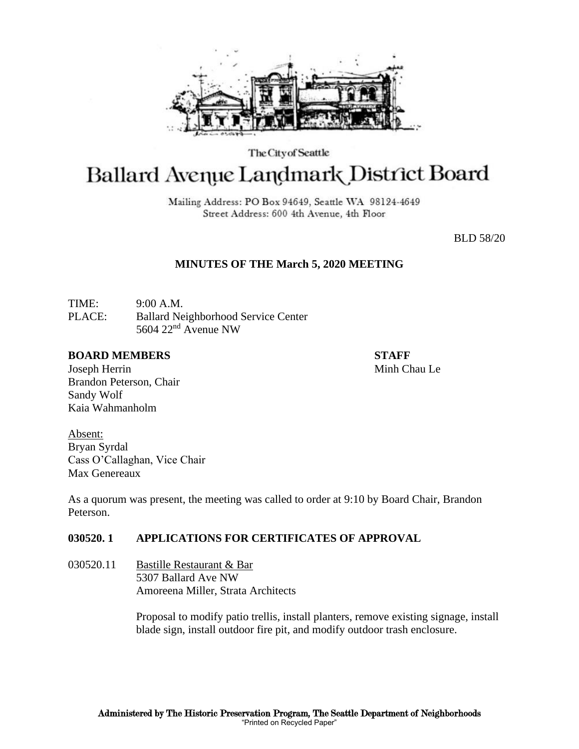The City of Seattle

# Ballard Avenue Landmark District Board

Mailing Address: PO Box 94649, Seattle WA 98124-4649
Street Address: 600 4th Avenue, 4th Floor

BLD 58/20

## MINUTES OF THE March 5, 2020 MEETING

TIME: 9:00 A.M.
PLACE: Ballard Neighborhood Service Center
5604 22nd Avenue NW

**BOARD MEMBERS**
Joseph Herrin
Brandon Peterson, Chair
Sandy Wolf
Kaia Wahmanholm

**STAFF**
Minh Chau Le

Absent:
Bryan Syrdal
Cass O'Callaghan, Vice Chair
Max Genereaux

As a quorum was present, the meeting was called to order at 9:10 by Board Chair, Brandon Peterson.

### 030520. 1 APPLICATIONS FOR CERTIFICATES OF APPROVAL

030520.11 Bastille Restaurant & Bar
5307 Ballard Ave NW
Amoreena Miller, Strata Architects

Proposal to modify patio trellis, install planters, remove existing signage, install blade sign, install outdoor fire pit, and modify outdoor trash enclosure.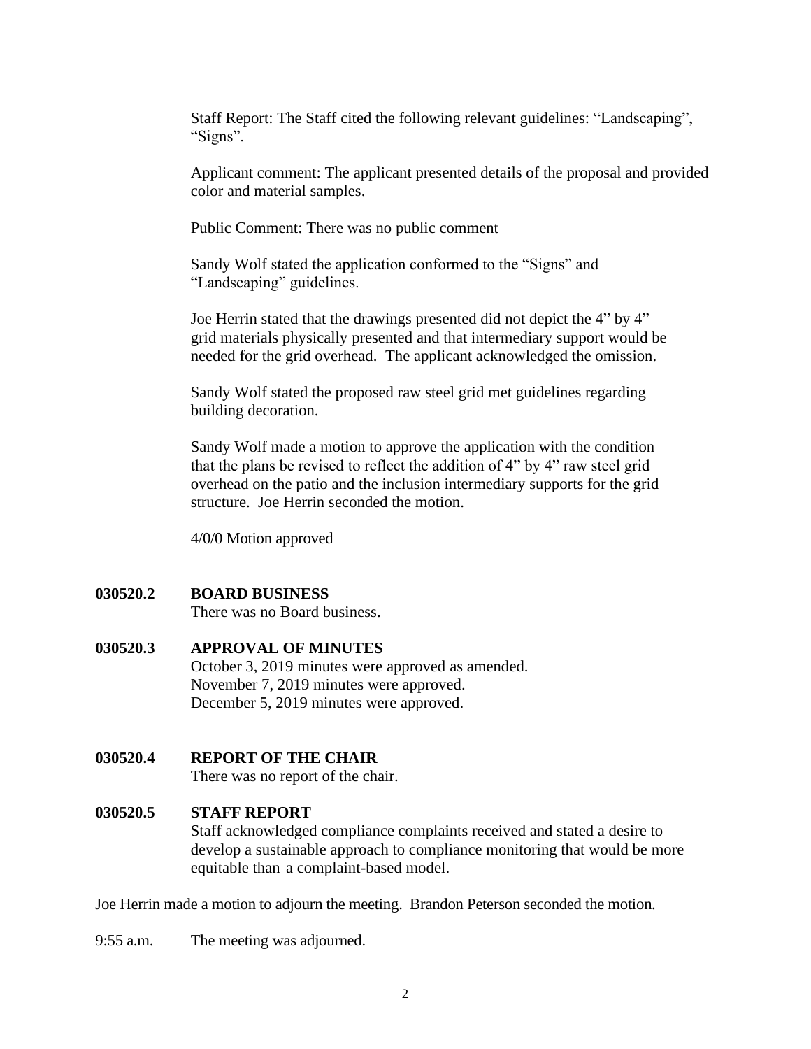Staff Report: The Staff cited the following relevant guidelines: "Landscaping", "Signs".

Applicant comment: The applicant presented details of the proposal and provided color and material samples.

Public Comment: There was no public comment

Sandy Wolf stated the application conformed to the "Signs" and "Landscaping" guidelines.

Joe Herrin stated that the drawings presented did not depict the 4" by 4" grid materials physically presented and that intermediary support would be needed for the grid overhead. The applicant acknowledged the omission.

Sandy Wolf stated the proposed raw steel grid met guidelines regarding building decoration.

Sandy Wolf made a motion to approve the application with the condition that the plans be revised to reflect the addition of 4" by 4" raw steel grid overhead on the patio and the inclusion intermediary supports for the grid structure. Joe Herrin seconded the motion.

4/0/0 Motion approved

**030520.2 BOARD BUSINESS**

There was no Board business.

**030520.3 APPROVAL OF MINUTES**

October 3, 2019 minutes were approved as amended.
November 7, 2019 minutes were approved.
December 5, 2019 minutes were approved.

**030520.4 REPORT OF THE CHAIR**

There was no report of the chair.

**030520.5 STAFF REPORT**

Staff acknowledged compliance complaints received and stated a desire to develop a sustainable approach to compliance monitoring that would be more equitable than a complaint-based model.

Joe Herrin made a motion to adjourn the meeting. Brandon Peterson seconded the motion.

9:55 a.m. The meeting was adjourned.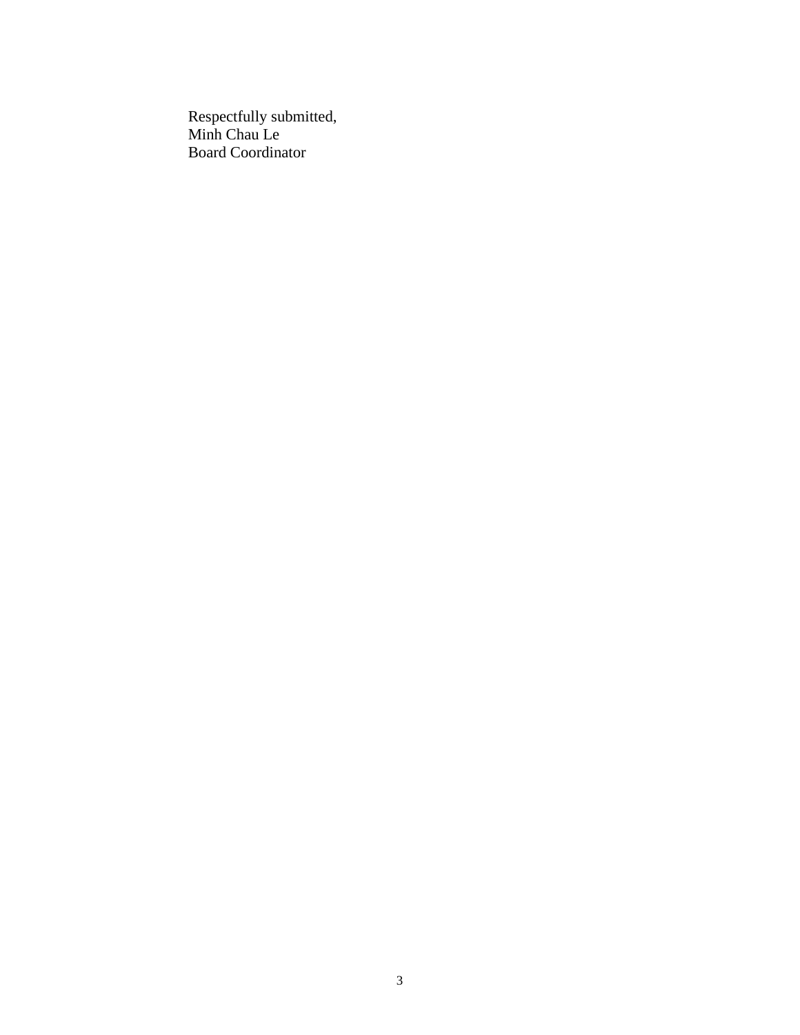Respectfully submitted,
Minh Chau Le
Board Coordinator